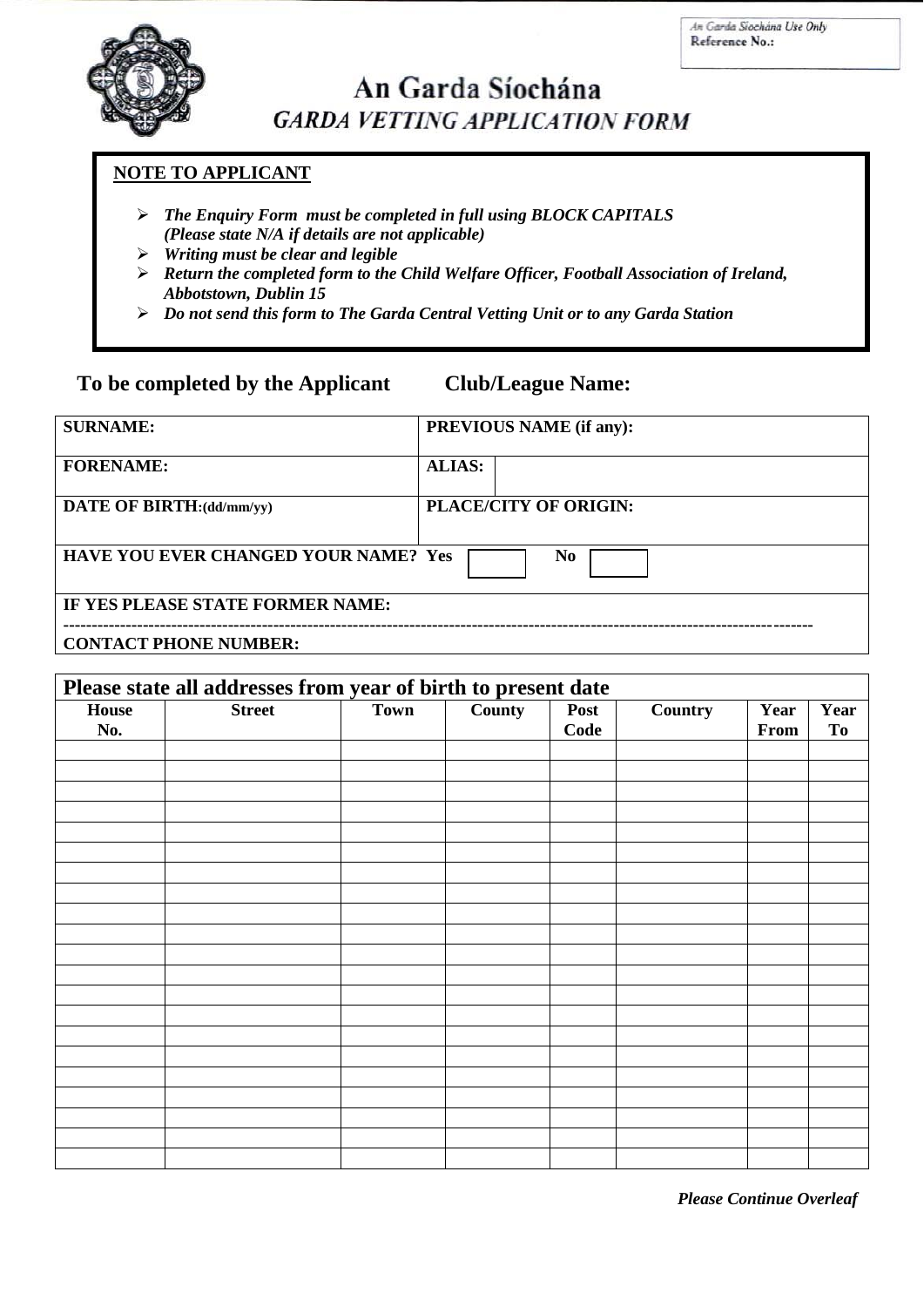An Garda Síochána Use Only
Reference No.:

# An Garda Síochána
## *GARDA VETTING APPLICATION FORM*

**NOTE TO APPLICANT**

- ***The Enquiry Form must be completed in full using BLOCK CAPITALS (Please state N/A if details are not applicable)***
- ***Writing must be clear and legible***
- ***Return the completed form to the Child Welfare Officer, Football Association of Ireland, Abbotstown, Dublin 15***
- ***Do not send this form to The Garda Central Vetting Unit or to any Garda Station***

**To be completed by the Applicant** **Club/League Name:**

| **SURNAME:** | **PREVIOUS NAME (if any):** |
|---|---|
| **FORENAME:** | **ALIAS:** |
| **DATE OF BIRTH:(dd/mm/yy)** | **PLACE/CITY OF ORIGIN:** |
| **HAVE YOU EVER CHANGED YOUR NAME? Yes** ☐ **No** ☐ | |
| **IF YES PLEASE STATE FORMER NAME:** | |
| **CONTACT PHONE NUMBER:** | |

**Please state all addresses from year of birth to present date**

| House No. | Street | Town | County | Post Code | Country | Year From | Year To |
|---|---|---|---|---|---|---|---|
| | | | | | | | |
| | | | | | | | |
| | | | | | | | |
| | | | | | | | |
| | | | | | | | |
| | | | | | | | |
| | | | | | | | |
| | | | | | | | |
| | | | | | | | |
| | | | | | | | |
| | | | | | | | |
| | | | | | | | |
| | | | | | | | |
| | | | | | | | |
| | | | | | | | |
| | | | | | | | |
| | | | | | | | |
| | | | | | | | |
| | | | | | | | |
| | | | | | | | |
| | | | | | | | |

***Please Continue Overleaf***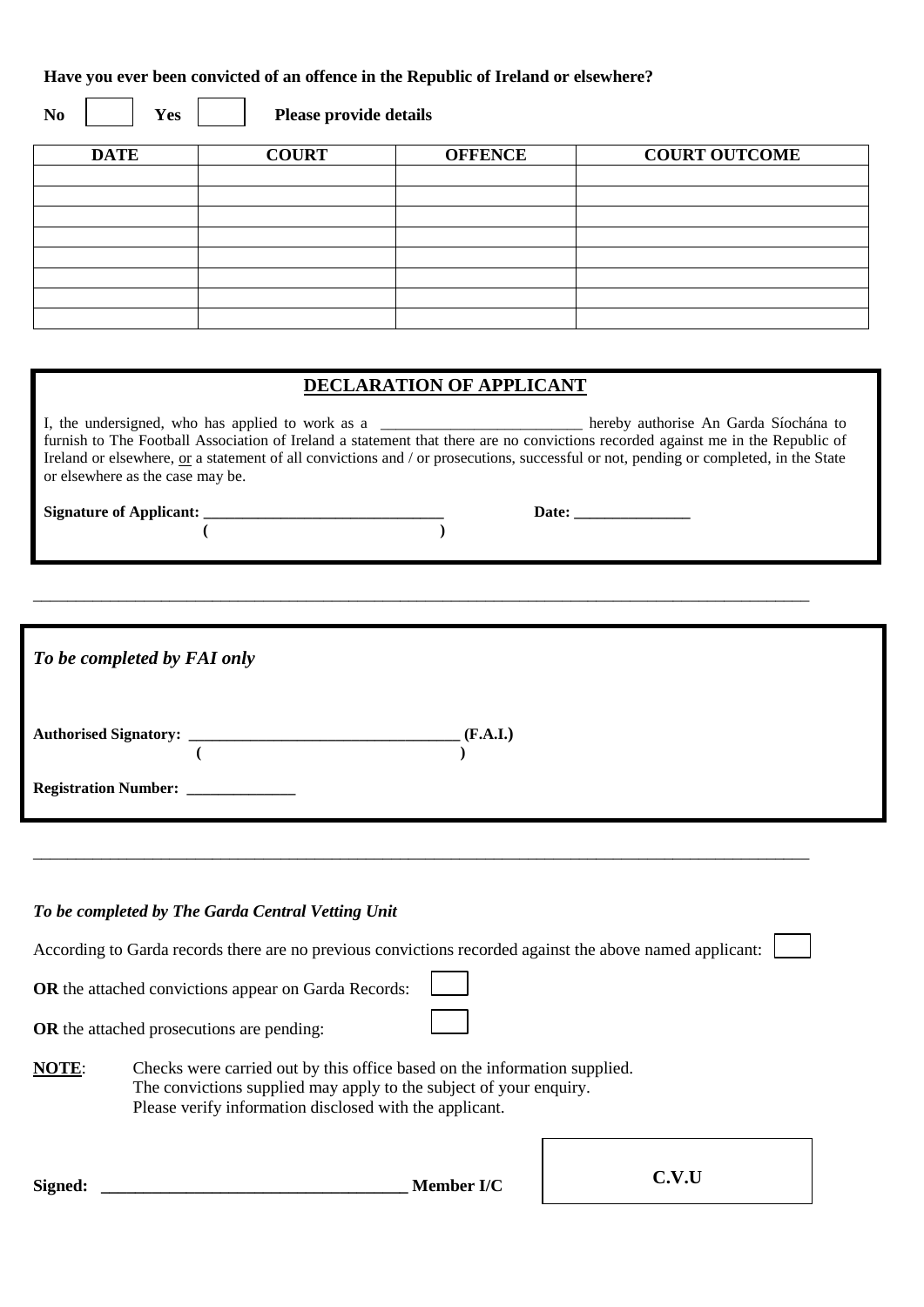**Have you ever been convicted of an offence in the Republic of Ireland or elsewhere?**

**No** ☐ **Yes** ☐ **Please provide details**

| DATE | COURT | OFFENCE | COURT OUTCOME |
|---|---|---|---|
| | | | |
| | | | |
| | | | |
| | | | |
| | | | |
| | | | |
| | | | |
| | | | |

## DECLARATION OF APPLICANT

I, the undersigned, who has applied to work as a ___________________________ hereby authorise An Garda Síochána to furnish to The Football Association of Ireland a statement that there are no convictions recorded against me in the Republic of Ireland or elsewhere, or a statement of all convictions and / or prosecutions, successful or not, pending or completed, in the State or elsewhere as the case may be.

**Signature of Applicant: _______________________________** **Date: _______________**
**( )**

---

***To be completed by FAI only***

**Authorised Signatory: __________________________________ (F.A.I.)**
**( )**

**Registration Number: ______________**

---

***To be completed by The Garda Central Vetting Unit***

According to Garda records there are no previous convictions recorded against the above named applicant: ☐

**OR** the attached convictions appear on Garda Records: ☐

**OR** the attached prosecutions are pending: ☐

**NOTE**: Checks were carried out by this office based on the information supplied.
The convictions supplied may apply to the subject of your enquiry.
Please verify information disclosed with the applicant.

**Signed: ___________________________________ Member I/C**

**C.V.U**